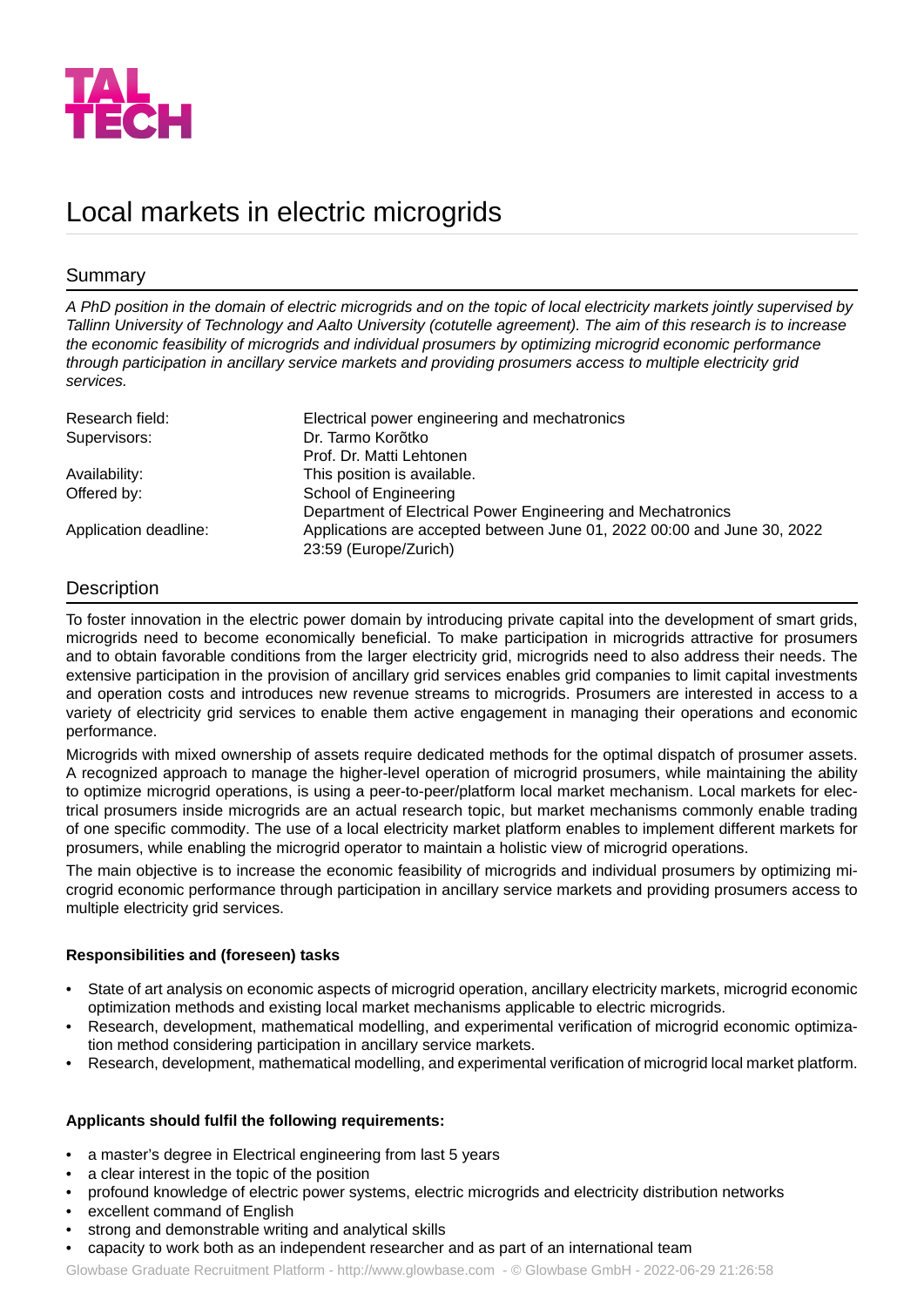# Local markets in electric microgrids

## Summary

*A PhD position in the domain of electric microgrids and on the topic of local electricity markets jointly supervised by Tallinn University of Technology and Aalto University (cotutelle agreement). The aim of this research is to increase the economic feasibility of microgrids and individual prosumers by optimizing microgrid economic performance through participation in ancillary service markets and providing prosumers access to multiple electricity grid services.*

| | |
|---|---|
| Research field: | Electrical power engineering and mechatronics |
| Supervisors: | Dr. Tarmo Korõtko<br>Prof. Dr. Matti Lehtonen |
| Availability: | This position is available. |
| Offered by: | School of Engineering<br>Department of Electrical Power Engineering and Mechatronics |
| Application deadline: | Applications are accepted between June 01, 2022 00:00 and June 30, 2022 23:59 (Europe/Zurich) |

## Description

To foster innovation in the electric power domain by introducing private capital into the development of smart grids, microgrids need to become economically beneficial. To make participation in microgrids attractive for prosumers and to obtain favorable conditions from the larger electricity grid, microgrids need to also address their needs. The extensive participation in the provision of ancillary grid services enables grid companies to limit capital investments and operation costs and introduces new revenue streams to microgrids. Prosumers are interested in access to a variety of electricity grid services to enable them active engagement in managing their operations and economic performance.

Microgrids with mixed ownership of assets require dedicated methods for the optimal dispatch of prosumer assets. A recognized approach to manage the higher-level operation of microgrid prosumers, while maintaining the ability to optimize microgrid operations, is using a peer-to-peer/platform local market mechanism. Local markets for electrical prosumers inside microgrids are an actual research topic, but market mechanisms commonly enable trading of one specific commodity. The use of a local electricity market platform enables to implement different markets for prosumers, while enabling the microgrid operator to maintain a holistic view of microgrid operations.

The main objective is to increase the economic feasibility of microgrids and individual prosumers by optimizing microgrid economic performance through participation in ancillary service markets and providing prosumers access to multiple electricity grid services.

**Responsibilities and (foreseen) tasks**

- State of art analysis on economic aspects of microgrid operation, ancillary electricity markets, microgrid economic optimization methods and existing local market mechanisms applicable to electric microgrids.
- Research, development, mathematical modelling, and experimental verification of microgrid economic optimization method considering participation in ancillary service markets.
- Research, development, mathematical modelling, and experimental verification of microgrid local market platform.

**Applicants should fulfil the following requirements:**

- a master's degree in Electrical engineering from last 5 years
- a clear interest in the topic of the position
- profound knowledge of electric power systems, electric microgrids and electricity distribution networks
- excellent command of English
- strong and demonstrable writing and analytical skills
- capacity to work both as an independent researcher and as part of an international team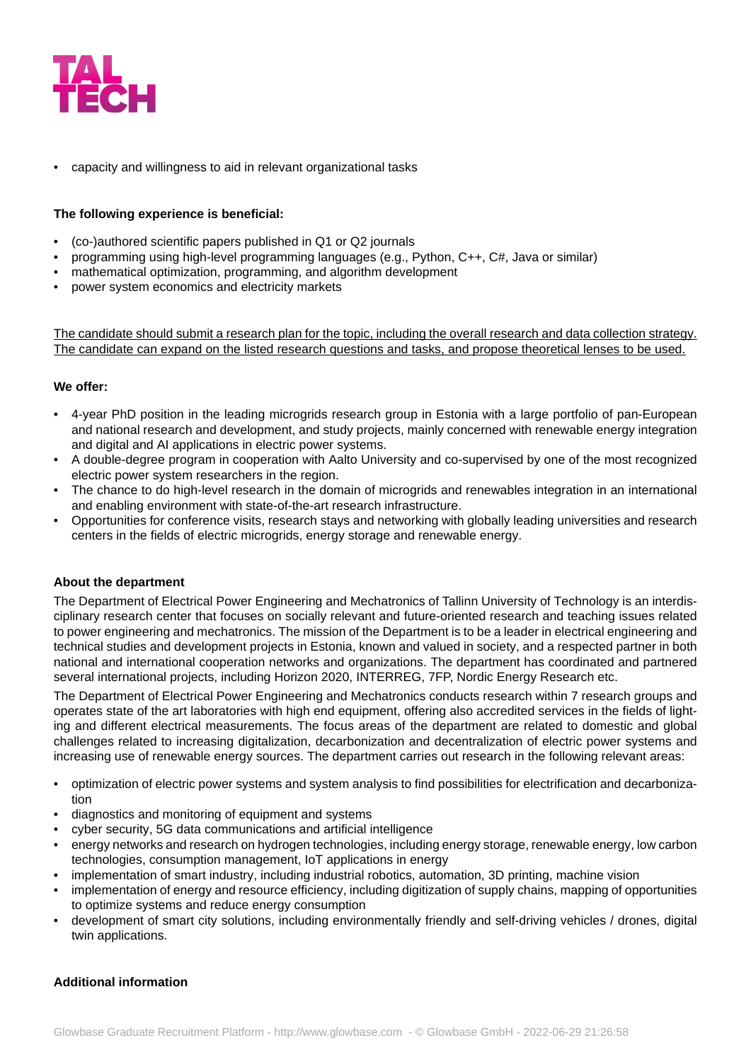- capacity and willingness to aid in relevant organizational tasks

**The following experience is beneficial:**

- (co-)authored scientific papers published in Q1 or Q2 journals
- programming using high-level programming languages (e.g., Python, C++, C#, Java or similar)
- mathematical optimization, programming, and algorithm development
- power system economics and electricity markets

<u>The candidate should submit a research plan for the topic, including the overall research and data collection strategy. The candidate can expand on the listed research questions and tasks, and propose theoretical lenses to be used.</u>

**We offer:**

- 4-year PhD position in the leading microgrids research group in Estonia with a large portfolio of pan-European and national research and development, and study projects, mainly concerned with renewable energy integration and digital and AI applications in electric power systems.
- A double-degree program in cooperation with Aalto University and co-supervised by one of the most recognized electric power system researchers in the region.
- The chance to do high-level research in the domain of microgrids and renewables integration in an international and enabling environment with state-of-the-art research infrastructure.
- Opportunities for conference visits, research stays and networking with globally leading universities and research centers in the fields of electric microgrids, energy storage and renewable energy.

**About the department**

The Department of Electrical Power Engineering and Mechatronics of Tallinn University of Technology is an interdisciplinary research center that focuses on socially relevant and future-oriented research and teaching issues related to power engineering and mechatronics. The mission of the Department is to be a leader in electrical engineering and technical studies and development projects in Estonia, known and valued in society, and a respected partner in both national and international cooperation networks and organizations. The department has coordinated and partnered several international projects, including Horizon 2020, INTERREG, 7FP, Nordic Energy Research etc.

The Department of Electrical Power Engineering and Mechatronics conducts research within 7 research groups and operates state of the art laboratories with high end equipment, offering also accredited services in the fields of lighting and different electrical measurements. The focus areas of the department are related to domestic and global challenges related to increasing digitalization, decarbonization and decentralization of electric power systems and increasing use of renewable energy sources. The department carries out research in the following relevant areas:

- optimization of electric power systems and system analysis to find possibilities for electrification and decarbonization
- diagnostics and monitoring of equipment and systems
- cyber security, 5G data communications and artificial intelligence
- energy networks and research on hydrogen technologies, including energy storage, renewable energy, low carbon technologies, consumption management, IoT applications in energy
- implementation of smart industry, including industrial robotics, automation, 3D printing, machine vision
- implementation of energy and resource efficiency, including digitization of supply chains, mapping of opportunities to optimize systems and reduce energy consumption
- development of smart city solutions, including environmentally friendly and self-driving vehicles / drones, digital twin applications.

**Additional information**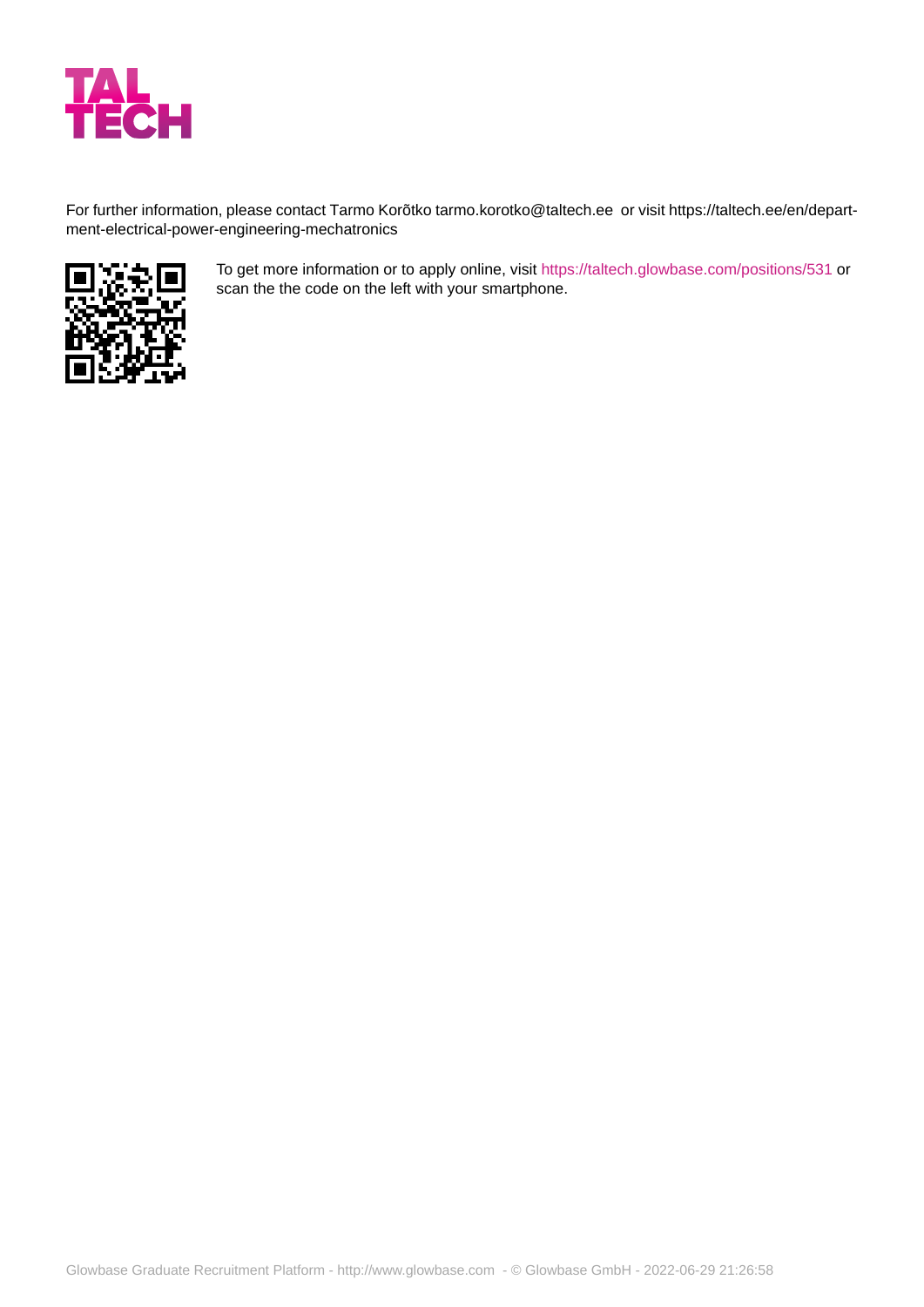For further information, please contact Tarmo Korõtko tarmo.korotko@taltech.ee or visit https://taltech.ee/en/department-electrical-power-engineering-mechatronics

To get more information or to apply online, visit https://taltech.glowbase.com/positions/531 or scan the the code on the left with your smartphone.